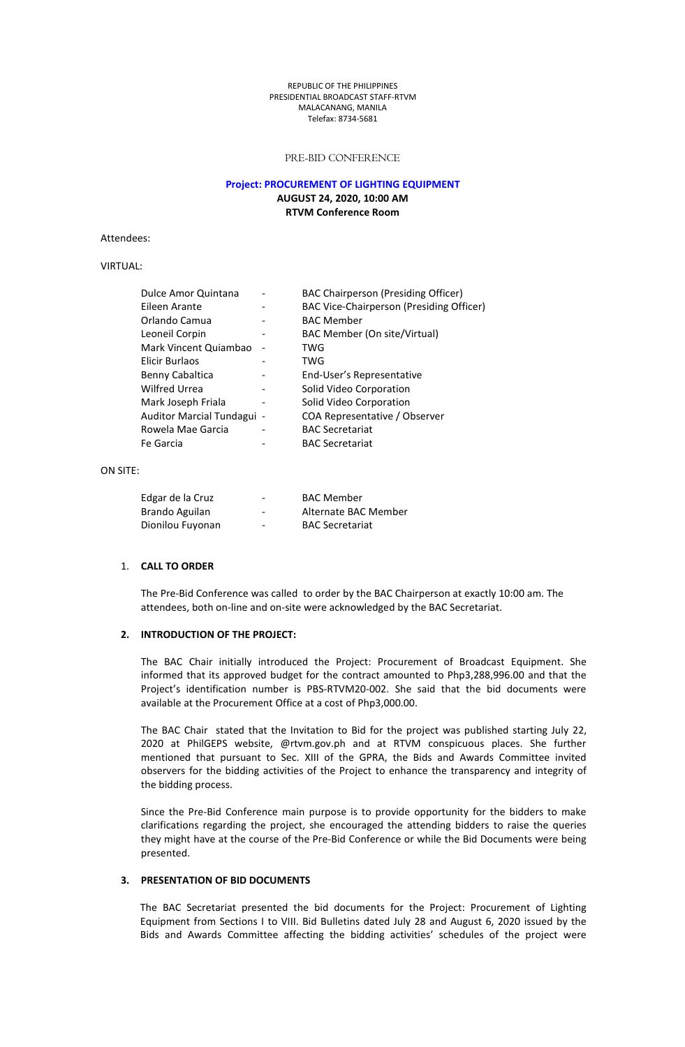REPUBLIC OF THE PHILIPPINES
PRESIDENTIAL BROADCAST STAFF-RTVM
MALACANANG, MANILA
Telefax: 8734-5681

PRE-BID CONFERENCE

**Project: PROCUREMENT OF LIGHTING EQUIPMENT**
**AUGUST 24, 2020, 10:00 AM**
**RTVM Conference Room**

Attendees:

VIRTUAL:

| | | |
|---|---|---|
| Dulce Amor Quintana | - | BAC Chairperson (Presiding Officer) |
| Eileen Arante | - | BAC Vice-Chairperson (Presiding Officer) |
| Orlando Camua | - | BAC Member |
| Leoneil Corpin | - | BAC Member (On site/Virtual) |
| Mark Vincent Quiambao | - | TWG |
| Elicir Burlaos | - | TWG |
| Benny Cabaltica | - | End-User's Representative |
| Wilfred Urrea | - | Solid Video Corporation |
| Mark Joseph Friala | - | Solid Video Corporation |
| Auditor Marcial Tundagui | - | COA Representative / Observer |
| Rowela Mae Garcia | - | BAC Secretariat |
| Fe Garcia | - | BAC Secretariat |

ON SITE:

| | | |
|---|---|---|
| Edgar de la Cruz | - | BAC Member |
| Brando Aguilan | - | Alternate BAC Member |
| Dionilou Fuyonan | - | BAC Secretariat |

1. **CALL TO ORDER**

   The Pre-Bid Conference was called to order by the BAC Chairperson at exactly 10:00 am. The attendees, both on-line and on-site were acknowledged by the BAC Secretariat.

2. **INTRODUCTION OF THE PROJECT:**

   The BAC Chair initially introduced the Project: Procurement of Broadcast Equipment. She informed that its approved budget for the contract amounted to Php3,288,996.00 and that the Project's identification number is PBS-RTVM20-002. She said that the bid documents were available at the Procurement Office at a cost of Php3,000.00.

   The BAC Chair stated that the Invitation to Bid for the project was published starting July 22, 2020 at PhilGEPS website, @rtvm.gov.ph and at RTVM conspicuous places. She further mentioned that pursuant to Sec. XIII of the GPRA, the Bids and Awards Committee invited observers for the bidding activities of the Project to enhance the transparency and integrity of the bidding process.

   Since the Pre-Bid Conference main purpose is to provide opportunity for the bidders to make clarifications regarding the project, she encouraged the attending bidders to raise the queries they might have at the course of the Pre-Bid Conference or while the Bid Documents were being presented.

3. **PRESENTATION OF BID DOCUMENTS**

   The BAC Secretariat presented the bid documents for the Project: Procurement of Lighting Equipment from Sections I to VIII. Bid Bulletins dated July 28 and August 6, 2020 issued by the Bids and Awards Committee affecting the bidding activities' schedules of the project were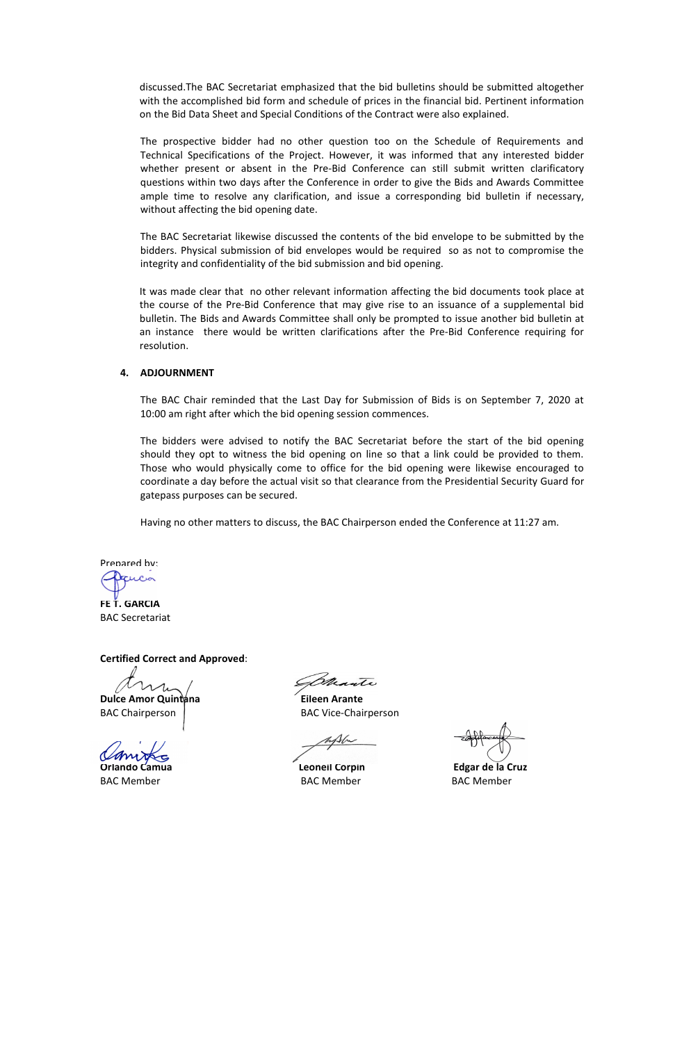discussed.The BAC Secretariat emphasized that the bid bulletins should be submitted altogether with the accomplished bid form and schedule of prices in the financial bid. Pertinent information on the Bid Data Sheet and Special Conditions of the Contract were also explained.

The prospective bidder had no other question too on the Schedule of Requirements and Technical Specifications of the Project. However, it was informed that any interested bidder whether present or absent in the Pre-Bid Conference can still submit written clarificatory questions within two days after the Conference in order to give the Bids and Awards Committee ample time to resolve any clarification, and issue a corresponding bid bulletin if necessary, without affecting the bid opening date.

The BAC Secretariat likewise discussed the contents of the bid envelope to be submitted by the bidders. Physical submission of bid envelopes would be required so as not to compromise the integrity and confidentiality of the bid submission and bid opening.

It was made clear that no other relevant information affecting the bid documents took place at the course of the Pre-Bid Conference that may give rise to an issuance of a supplemental bid bulletin. The Bids and Awards Committee shall only be prompted to issue another bid bulletin at an instance there would be written clarifications after the Pre-Bid Conference requiring for resolution.

**4. ADJOURNMENT**

The BAC Chair reminded that the Last Day for Submission of Bids is on September 7, 2020 at 10:00 am right after which the bid opening session commences.

The bidders were advised to notify the BAC Secretariat before the start of the bid opening should they opt to witness the bid opening on line so that a link could be provided to them. Those who would physically come to office for the bid opening were likewise encouraged to coordinate a day before the actual visit so that clearance from the Presidential Security Guard for gatepass purposes can be secured.

Having no other matters to discuss, the BAC Chairperson ended the Conference at 11:27 am.

Prepared by:

**FE T. GARCIA**
BAC Secretariat

**Certified Correct and Approved**:

**Dulce Amor Quintana**
BAC Chairperson

**Eileen Arante**
BAC Vice-Chairperson

**Orlando Camua**
BAC Member

**Leoneil Corpin**
BAC Member

**Edgar de la Cruz**
BAC Member